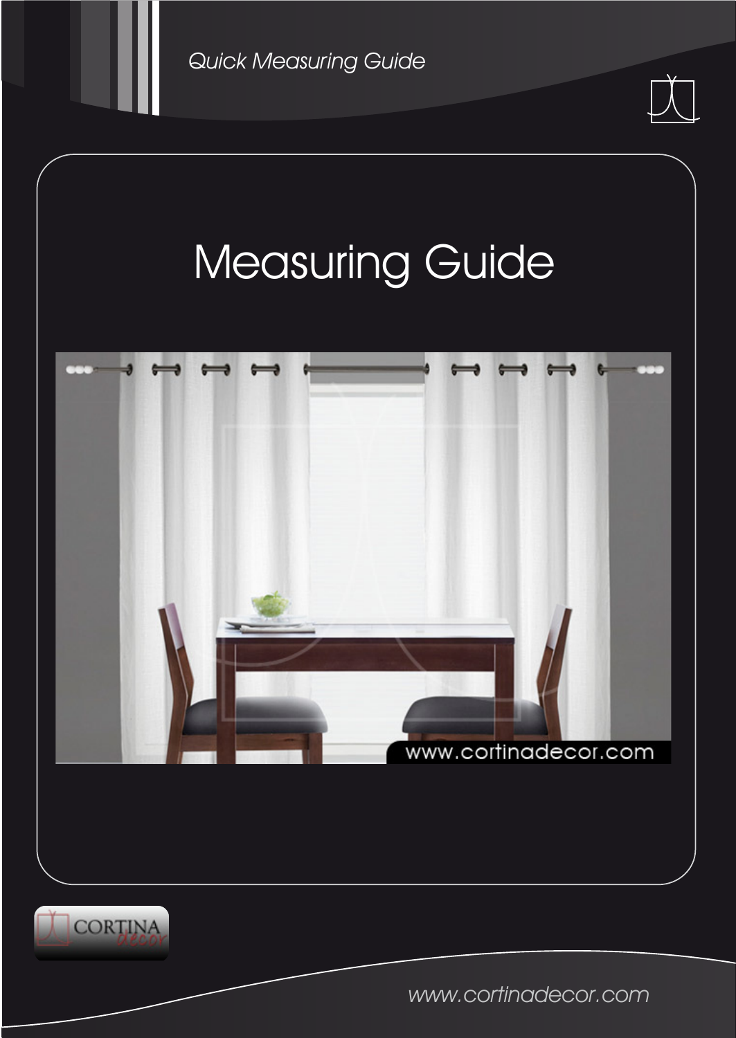Quick Measuring Guide

# Measuring Guide

www.cortinadecor.com

CORTINA decor

www.cortinadecor.com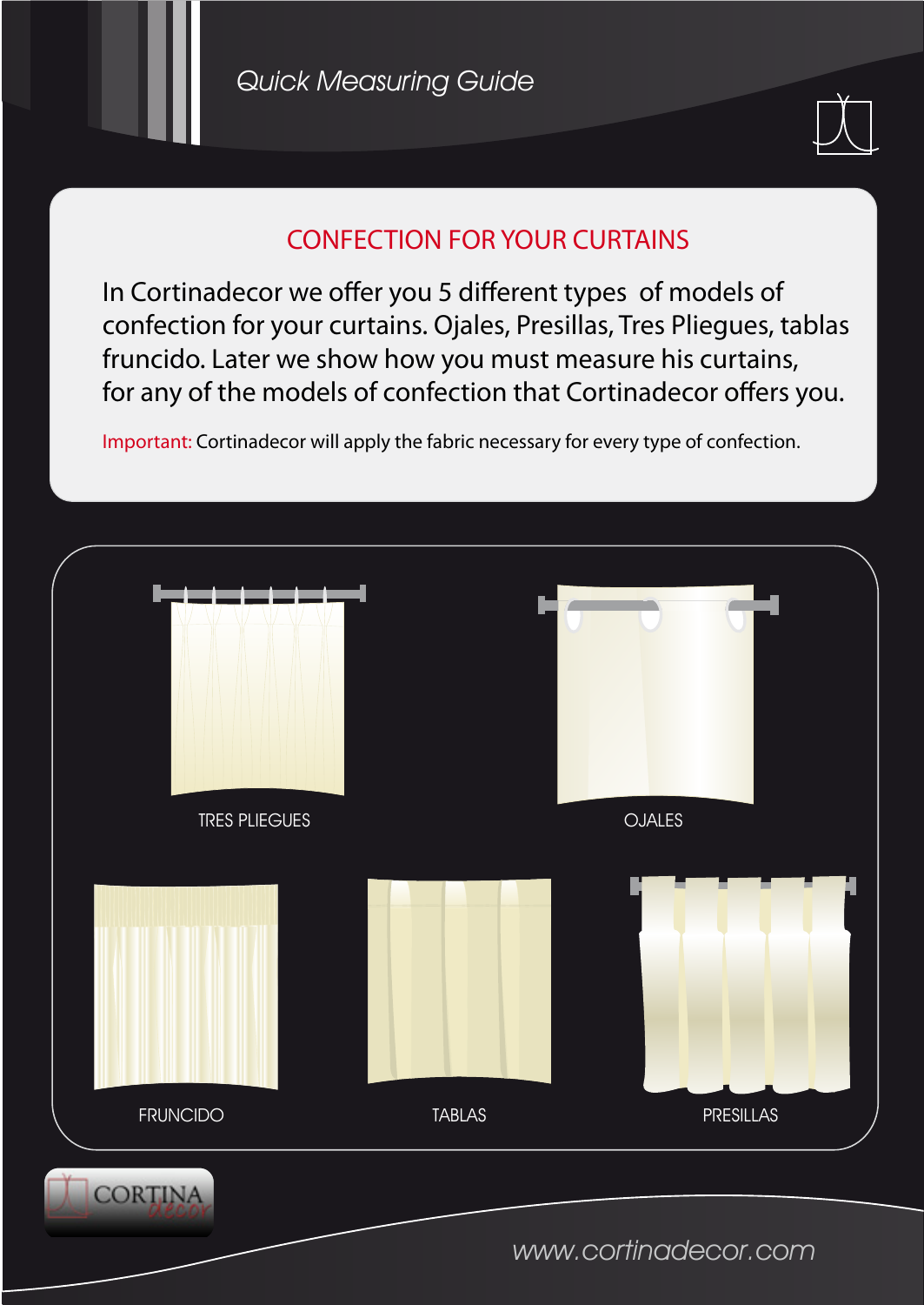*Quick Measuring Guide*

## CONFECTION FOR YOUR CURTAINS

In Cortinadecor we offer you 5 different types of models of confection for your curtains. Ojales, Presillas, Tres Pliegues, tablas fruncido. Later we show how you must measure his curtains, for any of the models of confection that Cortinadecor offers you.

Important: Cortinadecor will apply the fabric necessary for every type of confection.

TRES PLIEGUES

OJALES

FRUNCIDO

TABLAS

PRESILLAS

www.cortinadecor.com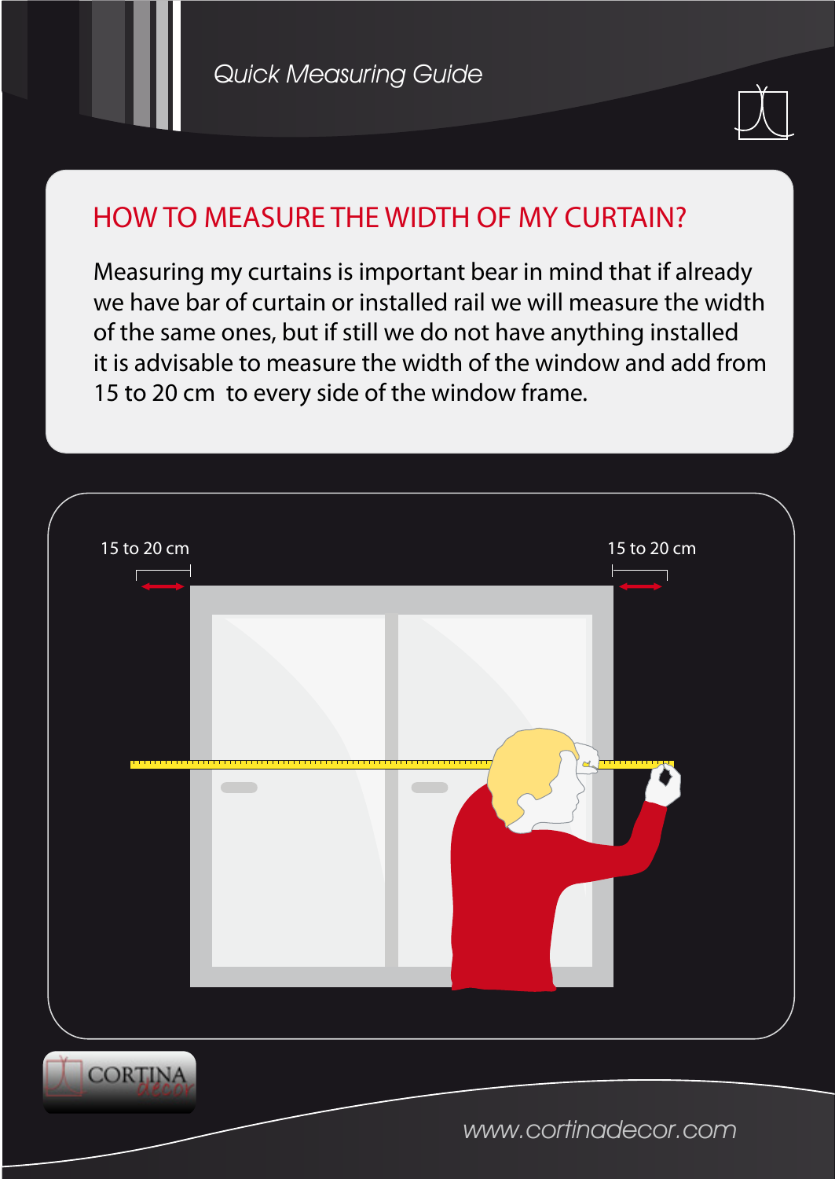# HOW TO MEASURE THE WIDTH OF MY CURTAIN?

Measuring my curtains is important bear in mind that if already we have bar of curtain or installed rail we will measure the width of the same ones, but if still we do not have anything installed it is advisable to measure the width of the window and add from 15 to 20 cm to every side of the window frame.

15 to 20 cm

15 to 20 cm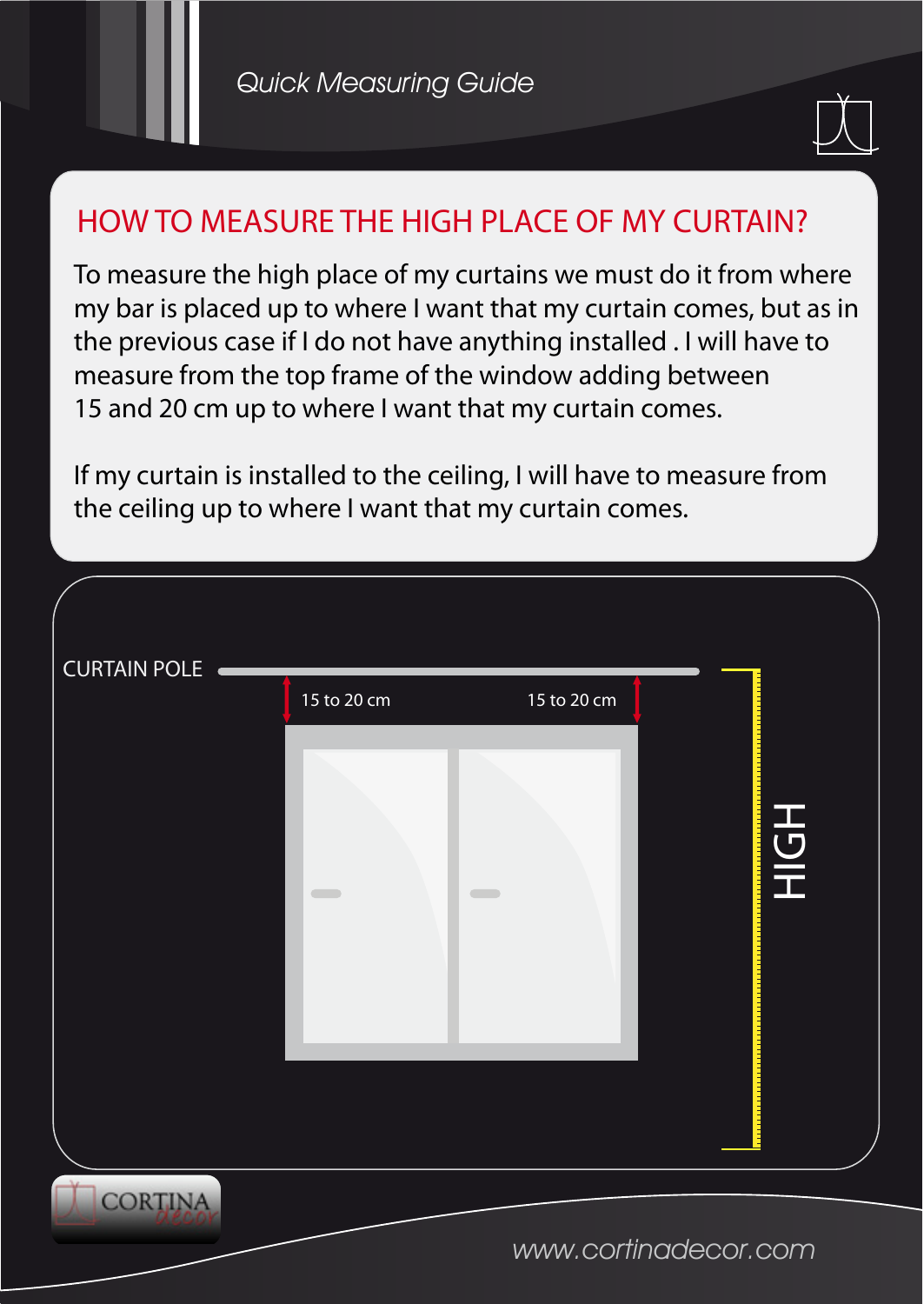*Quick Measuring Guide*

## HOW TO MEASURE THE HIGH PLACE OF MY CURTAIN?

To measure the high place of my curtains we must do it from where my bar is placed up to where I want that my curtain comes, but as in the previous case if I do not have anything installed . I will have to measure from the top frame of the window adding between 15 and 20 cm up to where I want that my curtain comes.

If my curtain is installed to the ceiling, I will have to measure from the ceiling up to where I want that my curtain comes.

CURTAIN POLE

15 to 20 cm

15 to 20 cm

HIGH

CORTINA decor

www.cortinadecor.com